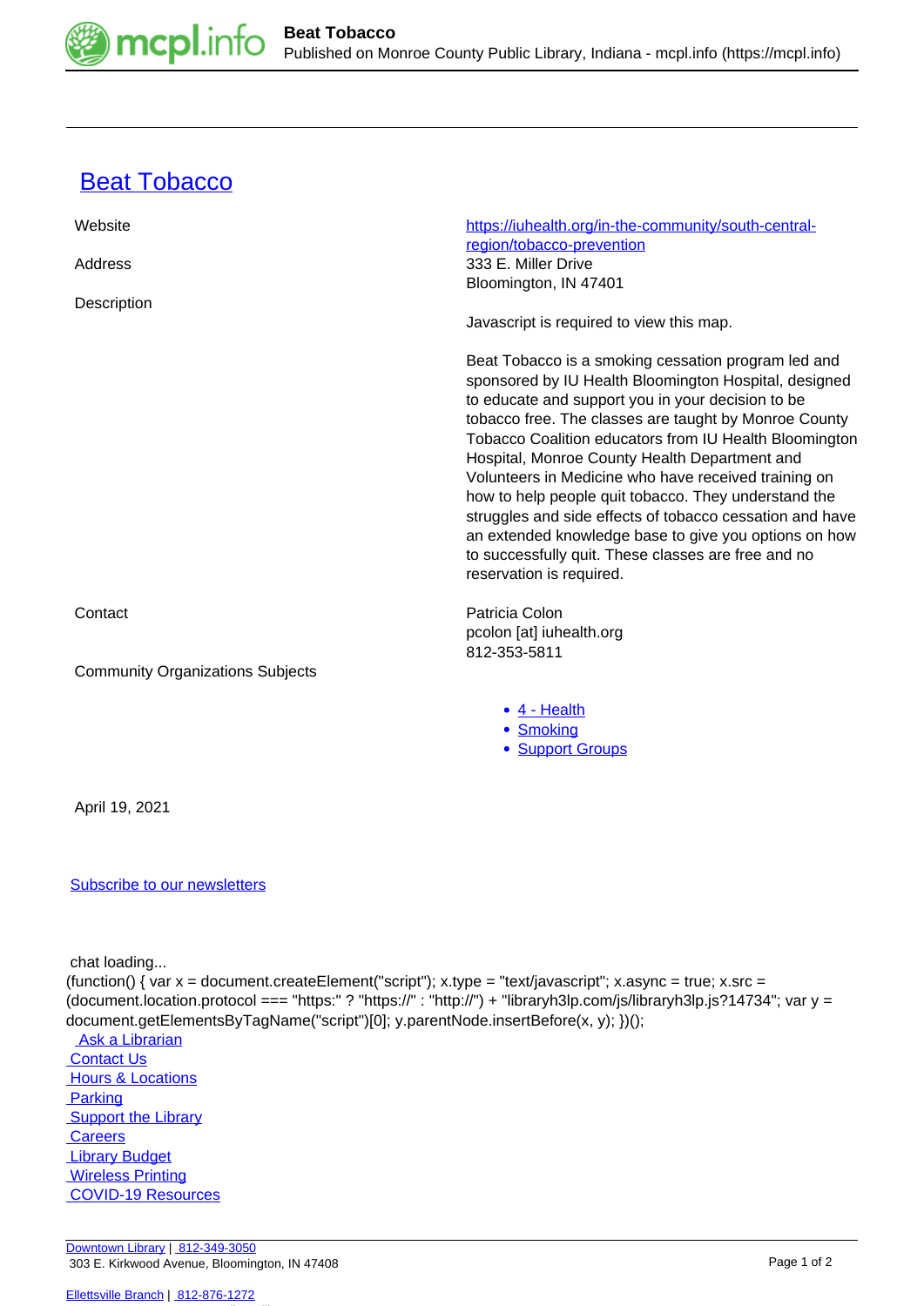# Beat Tobacco

| | |
|---|---|
| Website | https://iuhealth.org/in-the-community/south-central-region/tobacco-prevention |
| Address | 333 E. Miller Drive<br>Bloomington, IN 47401 |
| Description | Javascript is required to view this map.<br><br>Beat Tobacco is a smoking cessation program led and sponsored by IU Health Bloomington Hospital, designed to educate and support you in your decision to be tobacco free. The classes are taught by Monroe County Tobacco Coalition educators from IU Health Bloomington Hospital, Monroe County Health Department and Volunteers in Medicine who have received training on how to help people quit tobacco. They understand the struggles and side effects of tobacco cessation and have an extended knowledge base to give you options on how to successfully quit. These classes are free and no reservation is required. |
| Contact | Patricia Colon<br>pcolon [at] iuhealth.org<br>812-353-5811 |
| Community Organizations Subjects | • 4 - Health<br>• Smoking<br>• Support Groups |

April 19, 2021

Subscribe to our newsletters

chat loading...

```
(function() { var x = document.createElement("script"); x.type = "text/javascript"; x.async = true; x.src = (document.location.protocol === "https:" ? "https://" : "http://") + "libraryh3lp.com/js/libraryh3lp.js?14734"; var y = document.getElementsByTagName("script")[0]; y.parentNode.insertBefore(x, y); })();
```

Ask a Librarian
Contact Us
Hours & Locations
Parking
Support the Library
Careers
Library Budget
Wireless Printing
COVID-19 Resources

Downtown Library | 812-349-3050
303 E. Kirkwood Avenue, Bloomington, IN 47408

Ellettsville Branch | 812-876-1272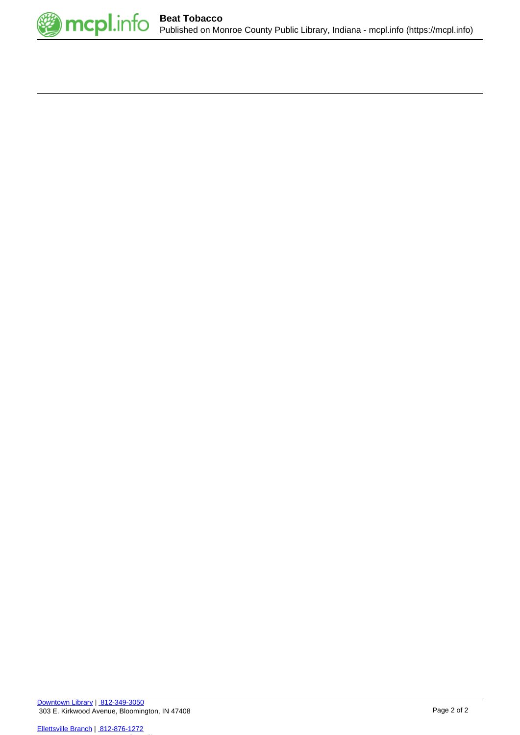[Downtown Library](#) | [812-349-3050](#)
303 E. Kirkwood Avenue, Bloomington, IN 47408

[Ellettsville Branch](#) | [812-876-1272](#)